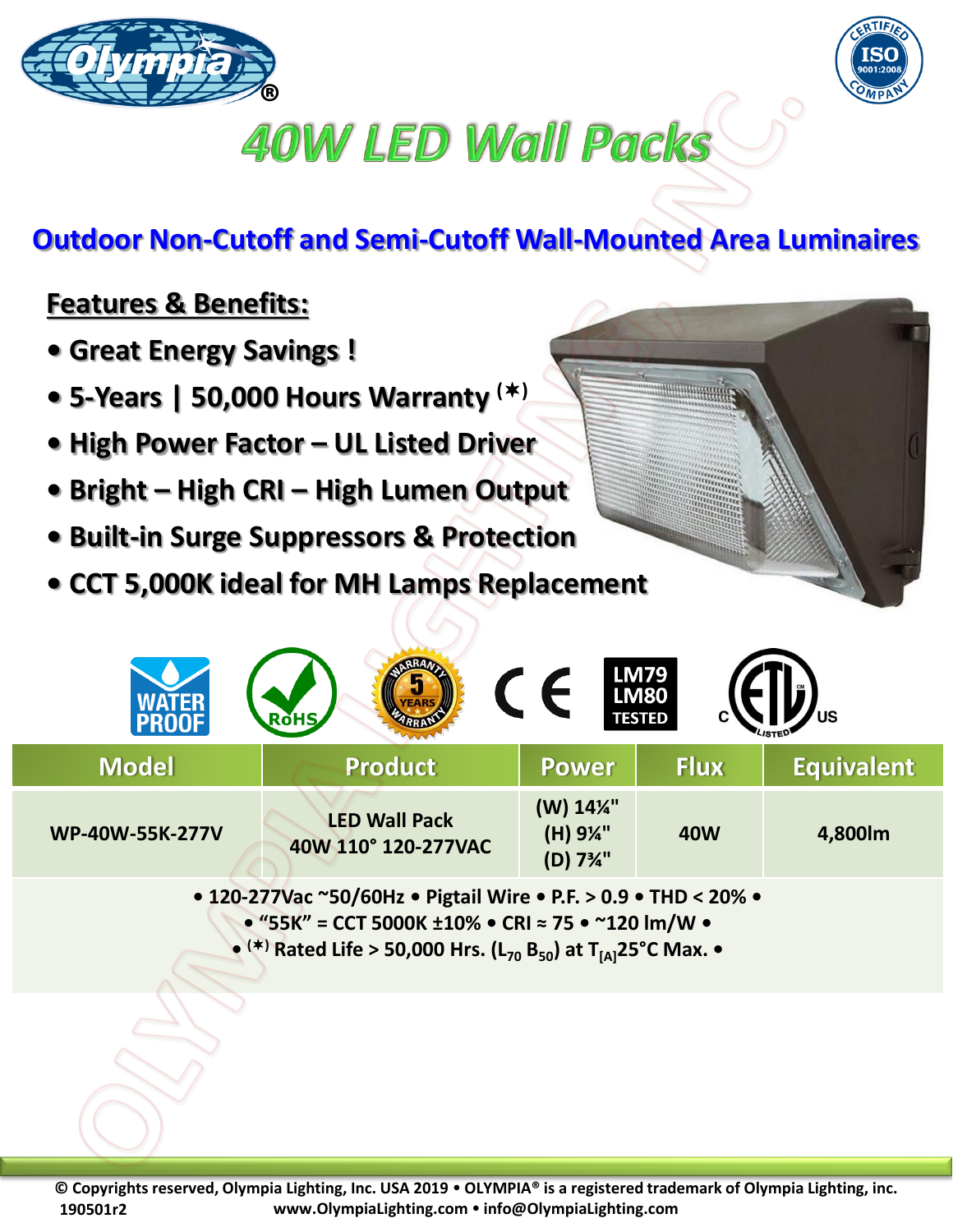# 40W LED Wall Packs

## Outdoor Non-Cutoff and Semi-Cutoff Wall-Mounted Area Luminaires

**Features & Benefits:**

- **Great Energy Savings !**
- **5-Years | 50,000 Hours Warranty (*)**
- **High Power Factor – UL Listed Driver**
- **Bright – High CRI – High Lumen Output**
- **Built-in Surge Suppressors & Protection**
- **CCT 5,000K ideal for MH Lamps Replacement**

| Model | Product | Power | Flux | Equivalent |
|---|---|---|---|---|
| WP-40W-55K-277V | LED Wall Pack 40W 110° 120-277VAC | (W) 14¼" (H) 9¼" (D) 7¾" | 40W | 4,800lm |

• 120-277Vac ~50/60Hz • Pigtail Wire • P.F. > 0.9 • THD < 20% •
• "55K" = CCT 5000K ±10% • CRI ≈ 75 • ~120 lm/W •
• (*) Rated Life > 50,000 Hrs. ($L_{70}$ $B_{50}$) at $T_{[A]}$25°C Max. •

© Copyrights reserved, Olympia Lighting, Inc. USA 2019 • OLYMPIA® is a registered trademark of Olympia Lighting, inc.
190501r2 www.OlympiaLighting.com • info@OlympiaLighting.com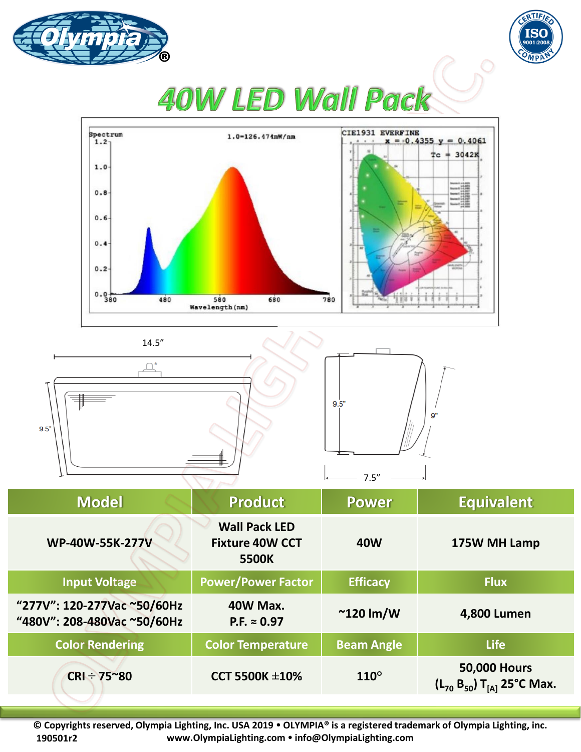# 40W LED Wall Pack

Spectrum

1.0=126.474mW/nm

1.2

1.0

0.8

0.6

0.4

0.2

0.0

380 480 580 680 780

Wavelength(nm)

CIE1931 EVERFINE

x = 0.4355 y = 0.4061

Tc = 3042K

14.5”

9.5”

9.5”

9”

7.5”

| Model | Product | Power | Equivalent |
| --- | --- | --- | --- |
| WP-40W-55K-277V | Wall Pack LED Fixture 40W CCT 5500K | 40W | 175W MH Lamp |
| **Input Voltage** | **Power/Power Factor** | **Efficacy** | **Flux** |
| “277V”: 120-277Vac ~50/60Hz<br>“480V”: 208-480Vac ~50/60Hz | 40W Max.<br>P.F. ≈ 0.97 | ~120 lm/W | 4,800 Lumen |
| **Color Rendering** | **Color Temperature** | **Beam Angle** | **Life** |
| CRI ÷ 75~80 | CCT 5500K ±10% | 110° | 50,000 Hours<br>($L_{70}$ $B_{50}$) $T_{[A]}$ 25°C Max. |

© Copyrights reserved, Olympia Lighting, Inc. USA 2019 • OLYMPIA® is a registered trademark of Olympia Lighting, inc.

190501r2 www.OlympiaLighting.com • info@OlympiaLighting.com